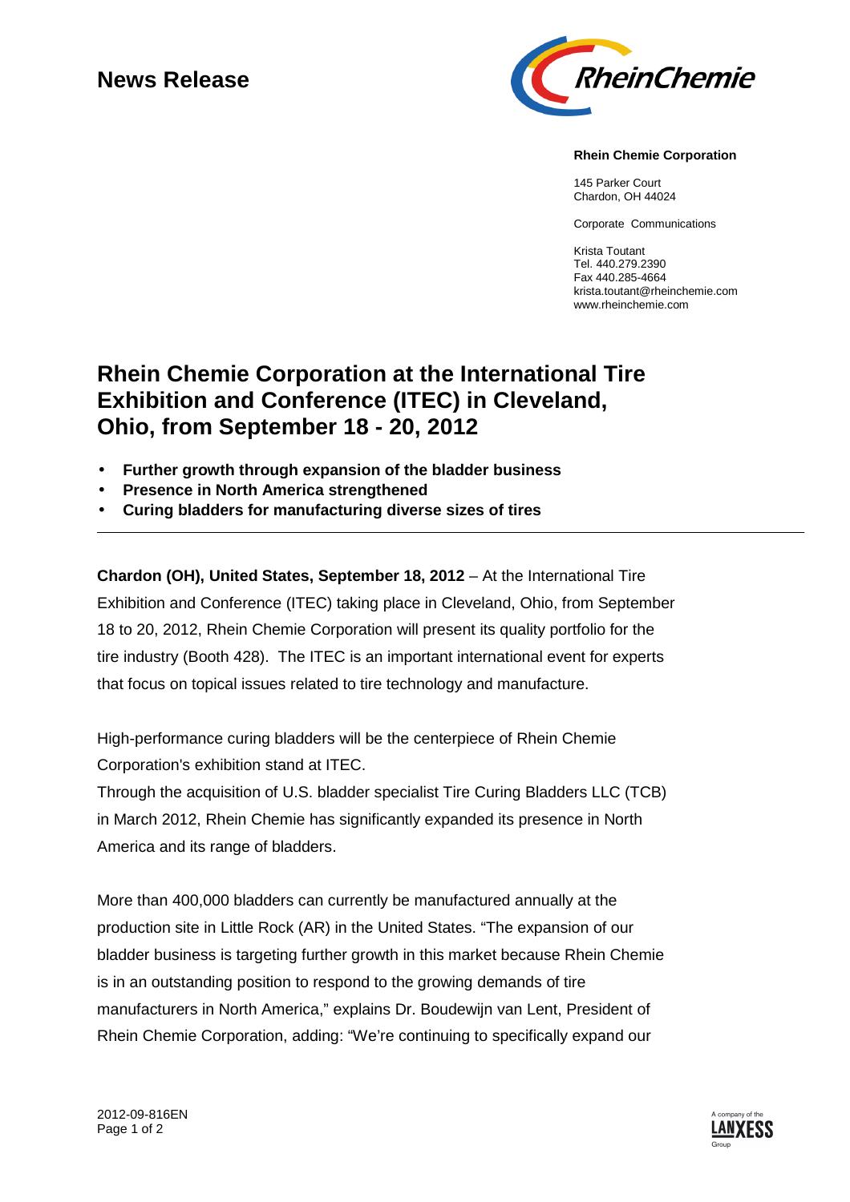# News Release

**Rhein Chemie Corporation**

145 Parker Court
Chardon, OH 44024

Corporate Communications

Krista Toutant
Tel. 440.279.2390
Fax 440.285-4664
krista.toutant@rheinchemie.com
www.rheinchemie.com

## Rhein Chemie Corporation at the International Tire Exhibition and Conference (ITEC) in Cleveland, Ohio, from September 18 - 20, 2012

- **Further growth through expansion of the bladder business**
- **Presence in North America strengthened**
- **Curing bladders for manufacturing diverse sizes of tires**

---

**Chardon (OH), United States, September 18, 2012** – At the International Tire Exhibition and Conference (ITEC) taking place in Cleveland, Ohio, from September 18 to 20, 2012, Rhein Chemie Corporation will present its quality portfolio for the tire industry (Booth 428). The ITEC is an important international event for experts that focus on topical issues related to tire technology and manufacture.

High-performance curing bladders will be the centerpiece of Rhein Chemie Corporation's exhibition stand at ITEC.
Through the acquisition of U.S. bladder specialist Tire Curing Bladders LLC (TCB) in March 2012, Rhein Chemie has significantly expanded its presence in North America and its range of bladders.

More than 400,000 bladders can currently be manufactured annually at the production site in Little Rock (AR) in the United States. "The expansion of our bladder business is targeting further growth in this market because Rhein Chemie is in an outstanding position to respond to the growing demands of tire manufacturers in North America," explains Dr. Boudewijn van Lent, President of Rhein Chemie Corporation, adding: "We're continuing to specifically expand our

2012-09-816EN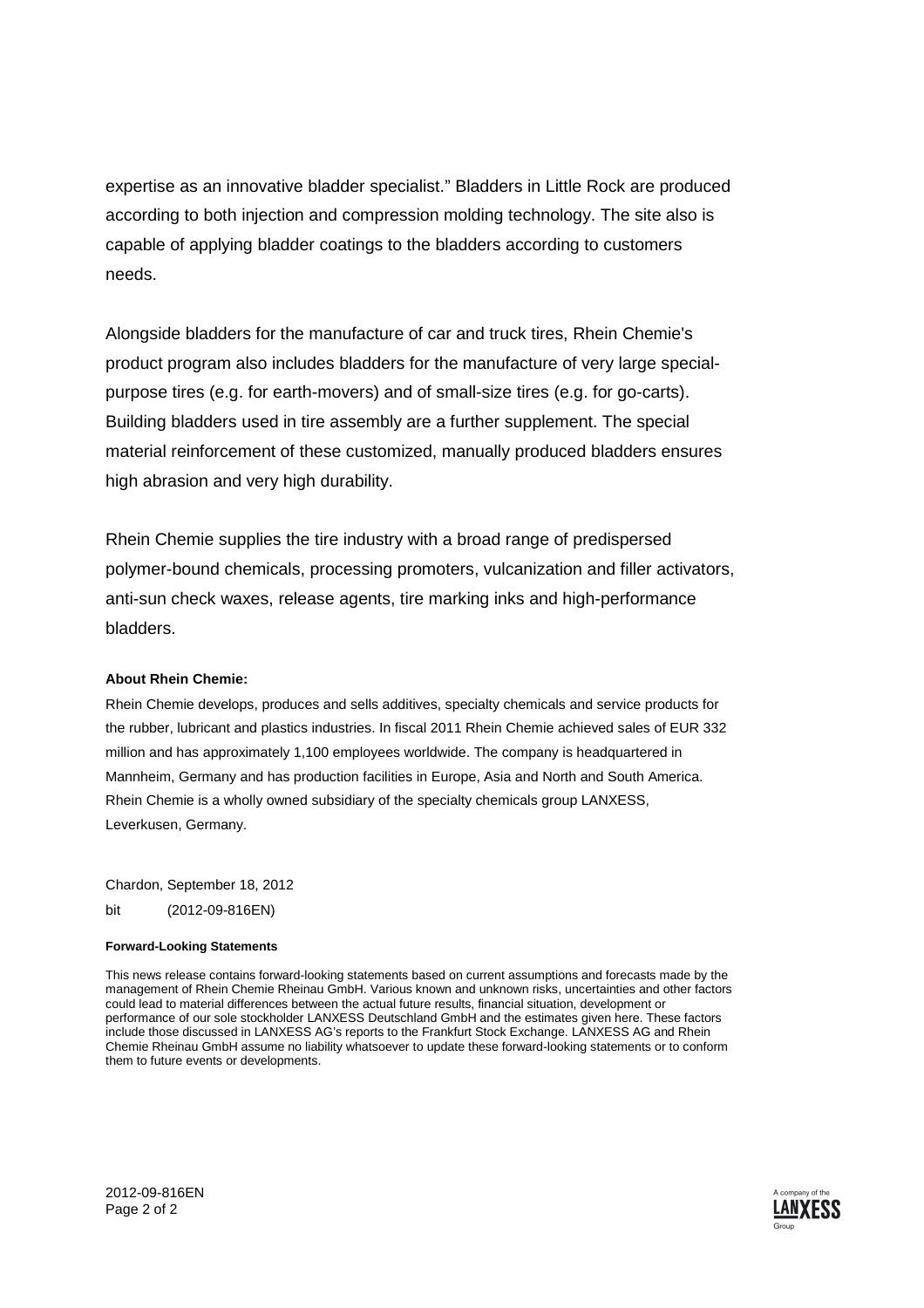expertise as an innovative bladder specialist." Bladders in Little Rock are produced according to both injection and compression molding technology. The site also is capable of applying bladder coatings to the bladders according to customers needs.

Alongside bladders for the manufacture of car and truck tires, Rhein Chemie's product program also includes bladders for the manufacture of very large special-purpose tires (e.g. for earth-movers) and of small-size tires (e.g. for go-carts). Building bladders used in tire assembly are a further supplement. The special material reinforcement of these customized, manually produced bladders ensures high abrasion and very high durability.

Rhein Chemie supplies the tire industry with a broad range of predispersed polymer-bound chemicals, processing promoters, vulcanization and filler activators, anti-sun check waxes, release agents, tire marking inks and high-performance bladders.

**About Rhein Chemie:**

Rhein Chemie develops, produces and sells additives, specialty chemicals and service products for the rubber, lubricant and plastics industries. In fiscal 2011 Rhein Chemie achieved sales of EUR 332 million and has approximately 1,100 employees worldwide. The company is headquartered in Mannheim, Germany and has production facilities in Europe, Asia and North and South America. Rhein Chemie is a wholly owned subsidiary of the specialty chemicals group LANXESS, Leverkusen, Germany.

Chardon, September 18, 2012

bit (2012-09-816EN)

**Forward-Looking Statements**

This news release contains forward-looking statements based on current assumptions and forecasts made by the management of Rhein Chemie Rheinau GmbH. Various known and unknown risks, uncertainties and other factors could lead to material differences between the actual future results, financial situation, development or performance of our sole stockholder LANXESS Deutschland GmbH and the estimates given here. These factors include those discussed in LANXESS AG's reports to the Frankfurt Stock Exchange. LANXESS AG and Rhein Chemie Rheinau GmbH assume no liability whatsoever to update these forward-looking statements or to conform them to future events or developments.